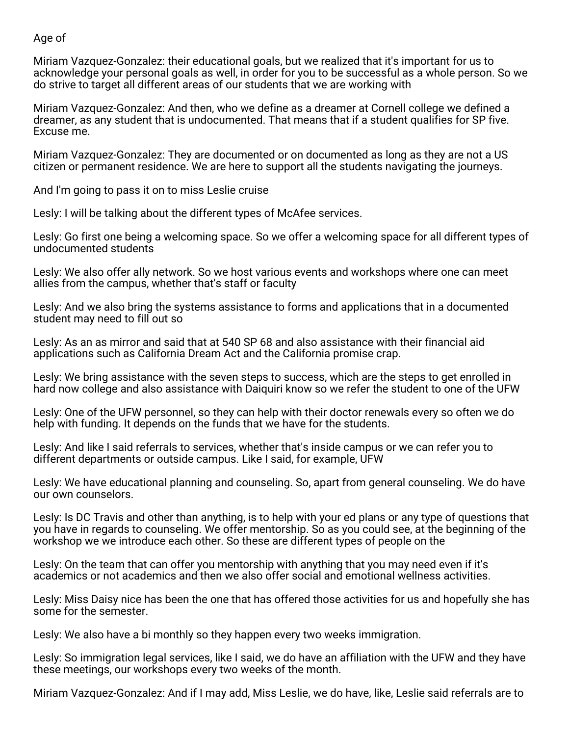Age of

Miriam Vazquez-Gonzalez: their educational goals, but we realized that it's important for us to acknowledge your personal goals as well, in order for you to be successful as a whole person. So we do strive to target all different areas of our students that we are working with

Miriam Vazquez-Gonzalez: And then, who we define as a dreamer at Cornell college we defined a dreamer, as any student that is undocumented. That means that if a student qualifies for SP five. Excuse me.

Miriam Vazquez-Gonzalez: They are documented or on documented as long as they are not a US citizen or permanent residence. We are here to support all the students navigating the journeys.

And I'm going to pass it on to miss Leslie cruise

Lesly: I will be talking about the different types of McAfee services.

Lesly: Go first one being a welcoming space. So we offer a welcoming space for all different types of undocumented students

Lesly: We also offer ally network. So we host various events and workshops where one can meet allies from the campus, whether that's staff or faculty

Lesly: And we also bring the systems assistance to forms and applications that in a documented student may need to fill out so

Lesly: As an as mirror and said that at 540 SP 68 and also assistance with their financial aid applications such as California Dream Act and the California promise crap.

Lesly: We bring assistance with the seven steps to success, which are the steps to get enrolled in hard now college and also assistance with Daiquiri know so we refer the student to one of the UFW

Lesly: One of the UFW personnel, so they can help with their doctor renewals every so often we do help with funding. It depends on the funds that we have for the students.

Lesly: And like I said referrals to services, whether that's inside campus or we can refer you to different departments or outside campus. Like I said, for example, UFW

Lesly: We have educational planning and counseling. So, apart from general counseling. We do have our own counselors.

Lesly: Is DC Travis and other than anything, is to help with your ed plans or any type of questions that you have in regards to counseling. We offer mentorship. So as you could see, at the beginning of the workshop we we introduce each other. So these are different types of people on the

Lesly: On the team that can offer you mentorship with anything that you may need even if it's academics or not academics and then we also offer social and emotional wellness activities.

Lesly: Miss Daisy nice has been the one that has offered those activities for us and hopefully she has some for the semester.

Lesly: We also have a bi monthly so they happen every two weeks immigration.

Lesly: So immigration legal services, like I said, we do have an affiliation with the UFW and they have these meetings, our workshops every two weeks of the month.

Miriam Vazquez-Gonzalez: And if I may add, Miss Leslie, we do have, like, Leslie said referrals are to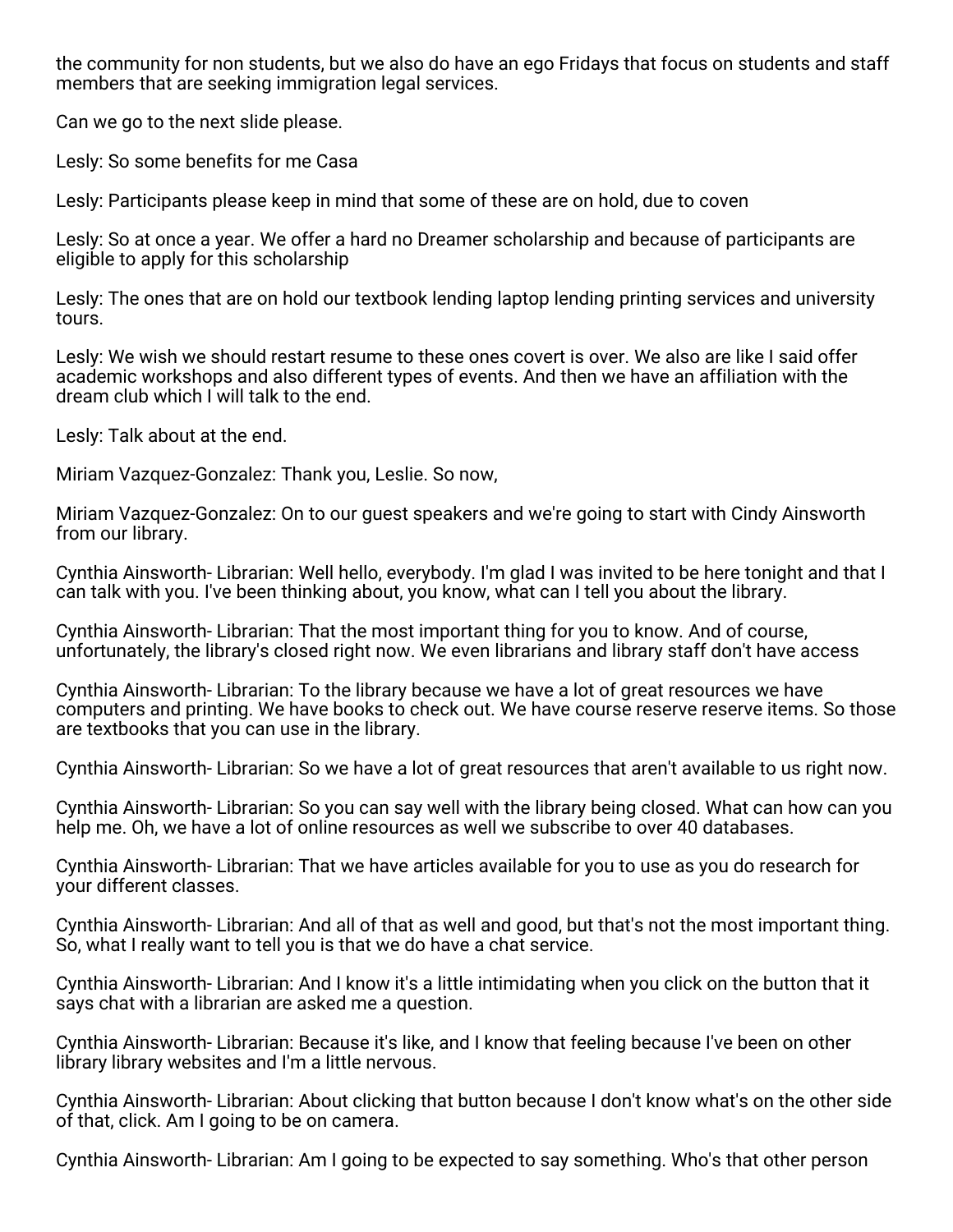the community for non students, but we also do have an ego Fridays that focus on students and staff members that are seeking immigration legal services.

Can we go to the next slide please.

Lesly: So some benefits for me Casa

Lesly: Participants please keep in mind that some of these are on hold, due to coven

Lesly: So at once a year. We offer a hard no Dreamer scholarship and because of participants are eligible to apply for this scholarship

Lesly: The ones that are on hold our textbook lending laptop lending printing services and university tours.

Lesly: We wish we should restart resume to these ones covert is over. We also are like I said offer academic workshops and also different types of events. And then we have an affiliation with the dream club which I will talk to the end.

Lesly: Talk about at the end.

Miriam Vazquez-Gonzalez: Thank you, Leslie. So now,

Miriam Vazquez-Gonzalez: On to our guest speakers and we're going to start with Cindy Ainsworth from our library.

Cynthia Ainsworth- Librarian: Well hello, everybody. I'm glad I was invited to be here tonight and that I can talk with you. I've been thinking about, you know, what can I tell you about the library.

Cynthia Ainsworth- Librarian: That the most important thing for you to know. And of course, unfortunately, the library's closed right now. We even librarians and library staff don't have access

Cynthia Ainsworth- Librarian: To the library because we have a lot of great resources we have computers and printing. We have books to check out. We have course reserve reserve items. So those are textbooks that you can use in the library.

Cynthia Ainsworth- Librarian: So we have a lot of great resources that aren't available to us right now.

Cynthia Ainsworth- Librarian: So you can say well with the library being closed. What can how can you help me. Oh, we have a lot of online resources as well we subscribe to over 40 databases.

Cynthia Ainsworth- Librarian: That we have articles available for you to use as you do research for your different classes.

Cynthia Ainsworth- Librarian: And all of that as well and good, but that's not the most important thing. So, what I really want to tell you is that we do have a chat service.

Cynthia Ainsworth- Librarian: And I know it's a little intimidating when you click on the button that it says chat with a librarian are asked me a question.

Cynthia Ainsworth- Librarian: Because it's like, and I know that feeling because I've been on other library library websites and I'm a little nervous.

Cynthia Ainsworth- Librarian: About clicking that button because I don't know what's on the other side of that, click. Am I going to be on camera.

Cynthia Ainsworth- Librarian: Am I going to be expected to say something. Who's that other person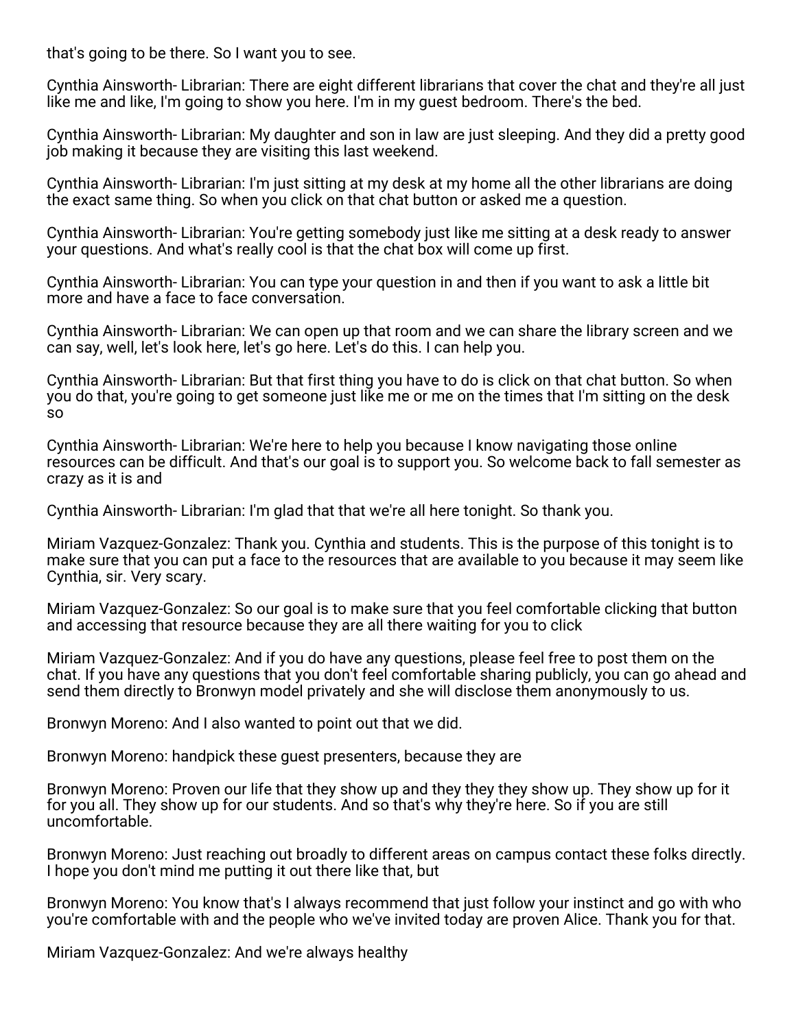that's going to be there. So I want you to see.

Cynthia Ainsworth- Librarian: There are eight different librarians that cover the chat and they're all just like me and like, I'm going to show you here. I'm in my guest bedroom. There's the bed.

Cynthia Ainsworth- Librarian: My daughter and son in law are just sleeping. And they did a pretty good job making it because they are visiting this last weekend.

Cynthia Ainsworth- Librarian: I'm just sitting at my desk at my home all the other librarians are doing the exact same thing. So when you click on that chat button or asked me a question.

Cynthia Ainsworth- Librarian: You're getting somebody just like me sitting at a desk ready to answer your questions. And what's really cool is that the chat box will come up first.

Cynthia Ainsworth- Librarian: You can type your question in and then if you want to ask a little bit more and have a face to face conversation.

Cynthia Ainsworth- Librarian: We can open up that room and we can share the library screen and we can say, well, let's look here, let's go here. Let's do this. I can help you.

Cynthia Ainsworth- Librarian: But that first thing you have to do is click on that chat button. So when you do that, you're going to get someone just like me or me on the times that I'm sitting on the desk so

Cynthia Ainsworth- Librarian: We're here to help you because I know navigating those online resources can be difficult. And that's our goal is to support you. So welcome back to fall semester as crazy as it is and

Cynthia Ainsworth- Librarian: I'm glad that that we're all here tonight. So thank you.

Miriam Vazquez-Gonzalez: Thank you. Cynthia and students. This is the purpose of this tonight is to make sure that you can put a face to the resources that are available to you because it may seem like Cynthia, sir. Very scary.

Miriam Vazquez-Gonzalez: So our goal is to make sure that you feel comfortable clicking that button and accessing that resource because they are all there waiting for you to click

Miriam Vazquez-Gonzalez: And if you do have any questions, please feel free to post them on the chat. If you have any questions that you don't feel comfortable sharing publicly, you can go ahead and send them directly to Bronwyn model privately and she will disclose them anonymously to us.

Bronwyn Moreno: And I also wanted to point out that we did.

Bronwyn Moreno: handpick these guest presenters, because they are

Bronwyn Moreno: Proven our life that they show up and they they they show up. They show up for it for you all. They show up for our students. And so that's why they're here. So if you are still uncomfortable.

Bronwyn Moreno: Just reaching out broadly to different areas on campus contact these folks directly. I hope you don't mind me putting it out there like that, but

Bronwyn Moreno: You know that's I always recommend that just follow your instinct and go with who you're comfortable with and the people who we've invited today are proven Alice. Thank you for that.

Miriam Vazquez-Gonzalez: And we're always healthy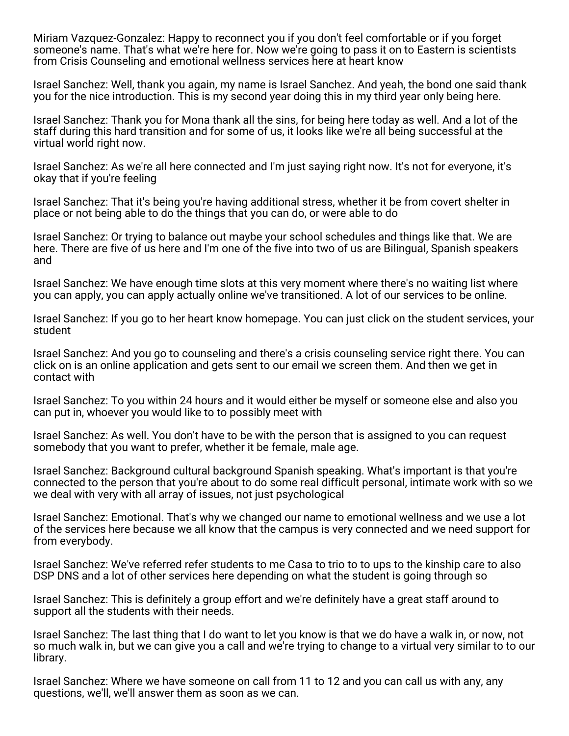Miriam Vazquez-Gonzalez: Happy to reconnect you if you don't feel comfortable or if you forget someone's name. That's what we're here for. Now we're going to pass it on to Eastern is scientists from Crisis Counseling and emotional wellness services here at heart know

Israel Sanchez: Well, thank you again, my name is Israel Sanchez. And yeah, the bond one said thank you for the nice introduction. This is my second year doing this in my third year only being here.

Israel Sanchez: Thank you for Mona thank all the sins, for being here today as well. And a lot of the staff during this hard transition and for some of us, it looks like we're all being successful at the virtual world right now.

Israel Sanchez: As we're all here connected and I'm just saying right now. It's not for everyone, it's okay that if you're feeling

Israel Sanchez: That it's being you're having additional stress, whether it be from covert shelter in place or not being able to do the things that you can do, or were able to do

Israel Sanchez: Or trying to balance out maybe your school schedules and things like that. We are here. There are five of us here and I'm one of the five into two of us are Bilingual, Spanish speakers and

Israel Sanchez: We have enough time slots at this very moment where there's no waiting list where you can apply, you can apply actually online we've transitioned. A lot of our services to be online.

Israel Sanchez: If you go to her heart know homepage. You can just click on the student services, your student

Israel Sanchez: And you go to counseling and there's a crisis counseling service right there. You can click on is an online application and gets sent to our email we screen them. And then we get in contact with

Israel Sanchez: To you within 24 hours and it would either be myself or someone else and also you can put in, whoever you would like to to possibly meet with

Israel Sanchez: As well. You don't have to be with the person that is assigned to you can request somebody that you want to prefer, whether it be female, male age.

Israel Sanchez: Background cultural background Spanish speaking. What's important is that you're connected to the person that you're about to do some real difficult personal, intimate work with so we we deal with very with all array of issues, not just psychological

Israel Sanchez: Emotional. That's why we changed our name to emotional wellness and we use a lot of the services here because we all know that the campus is very connected and we need support for from everybody.

Israel Sanchez: We've referred refer students to me Casa to trio to to ups to the kinship care to also DSP DNS and a lot of other services here depending on what the student is going through so

Israel Sanchez: This is definitely a group effort and we're definitely have a great staff around to support all the students with their needs.

Israel Sanchez: The last thing that I do want to let you know is that we do have a walk in, or now, not so much walk in, but we can give you a call and we're trying to change to a virtual very similar to to our library.

Israel Sanchez: Where we have someone on call from 11 to 12 and you can call us with any, any questions, we'll, we'll answer them as soon as we can.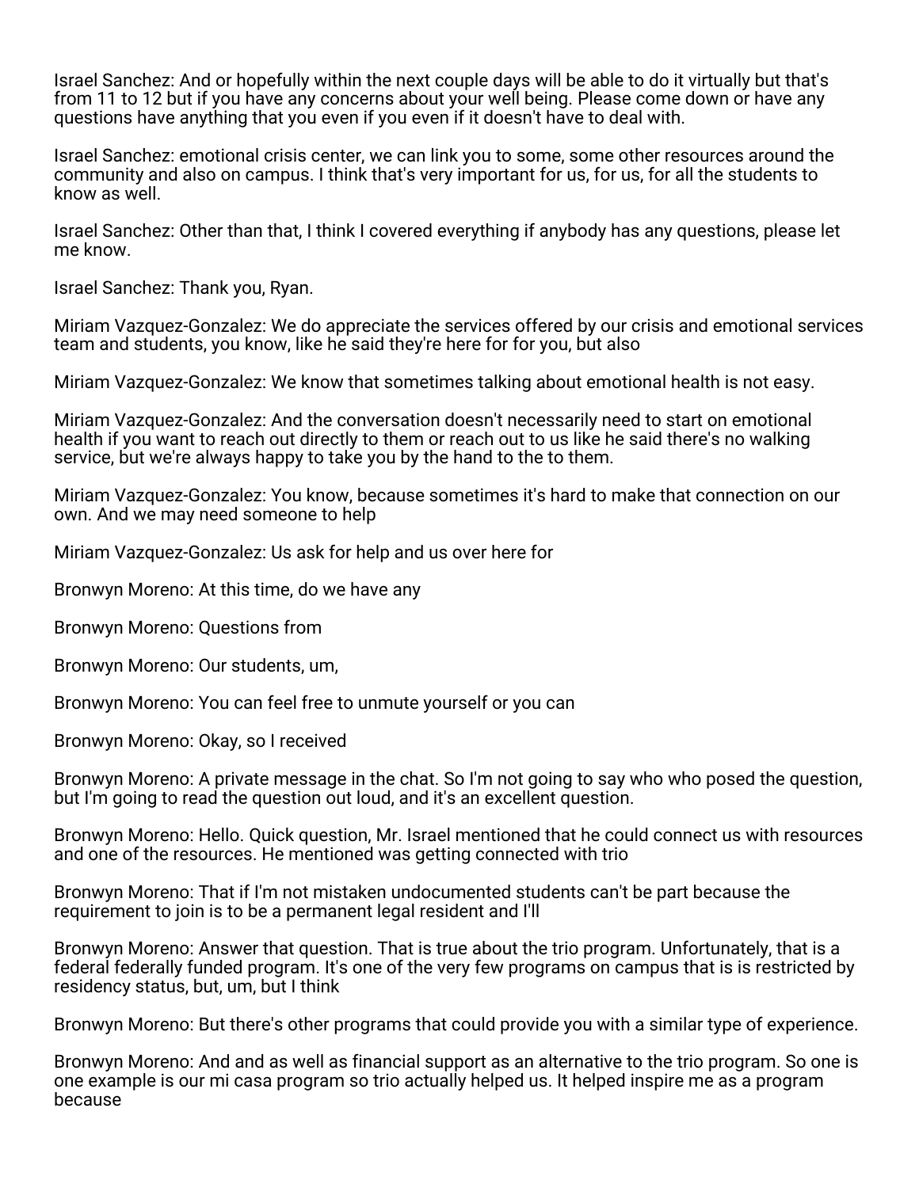Israel Sanchez: And or hopefully within the next couple days will be able to do it virtually but that's from 11 to 12 but if you have any concerns about your well being. Please come down or have any questions have anything that you even if you even if it doesn't have to deal with.

Israel Sanchez: emotional crisis center, we can link you to some, some other resources around the community and also on campus. I think that's very important for us, for us, for all the students to know as well.

Israel Sanchez: Other than that, I think I covered everything if anybody has any questions, please let me know.

Israel Sanchez: Thank you, Ryan.

Miriam Vazquez-Gonzalez: We do appreciate the services offered by our crisis and emotional services team and students, you know, like he said they're here for for you, but also

Miriam Vazquez-Gonzalez: We know that sometimes talking about emotional health is not easy.

Miriam Vazquez-Gonzalez: And the conversation doesn't necessarily need to start on emotional health if you want to reach out directly to them or reach out to us like he said there's no walking service, but we're always happy to take you by the hand to the to them.

Miriam Vazquez-Gonzalez: You know, because sometimes it's hard to make that connection on our own. And we may need someone to help

Miriam Vazquez-Gonzalez: Us ask for help and us over here for

Bronwyn Moreno: At this time, do we have any

Bronwyn Moreno: Questions from

Bronwyn Moreno: Our students, um,

Bronwyn Moreno: You can feel free to unmute yourself or you can

Bronwyn Moreno: Okay, so I received

Bronwyn Moreno: A private message in the chat. So I'm not going to say who who posed the question, but I'm going to read the question out loud, and it's an excellent question.

Bronwyn Moreno: Hello. Quick question, Mr. Israel mentioned that he could connect us with resources and one of the resources. He mentioned was getting connected with trio

Bronwyn Moreno: That if I'm not mistaken undocumented students can't be part because the requirement to join is to be a permanent legal resident and I'll

Bronwyn Moreno: Answer that question. That is true about the trio program. Unfortunately, that is a federal federally funded program. It's one of the very few programs on campus that is is restricted by residency status, but, um, but I think

Bronwyn Moreno: But there's other programs that could provide you with a similar type of experience.

Bronwyn Moreno: And and as well as financial support as an alternative to the trio program. So one is one example is our mi casa program so trio actually helped us. It helped inspire me as a program because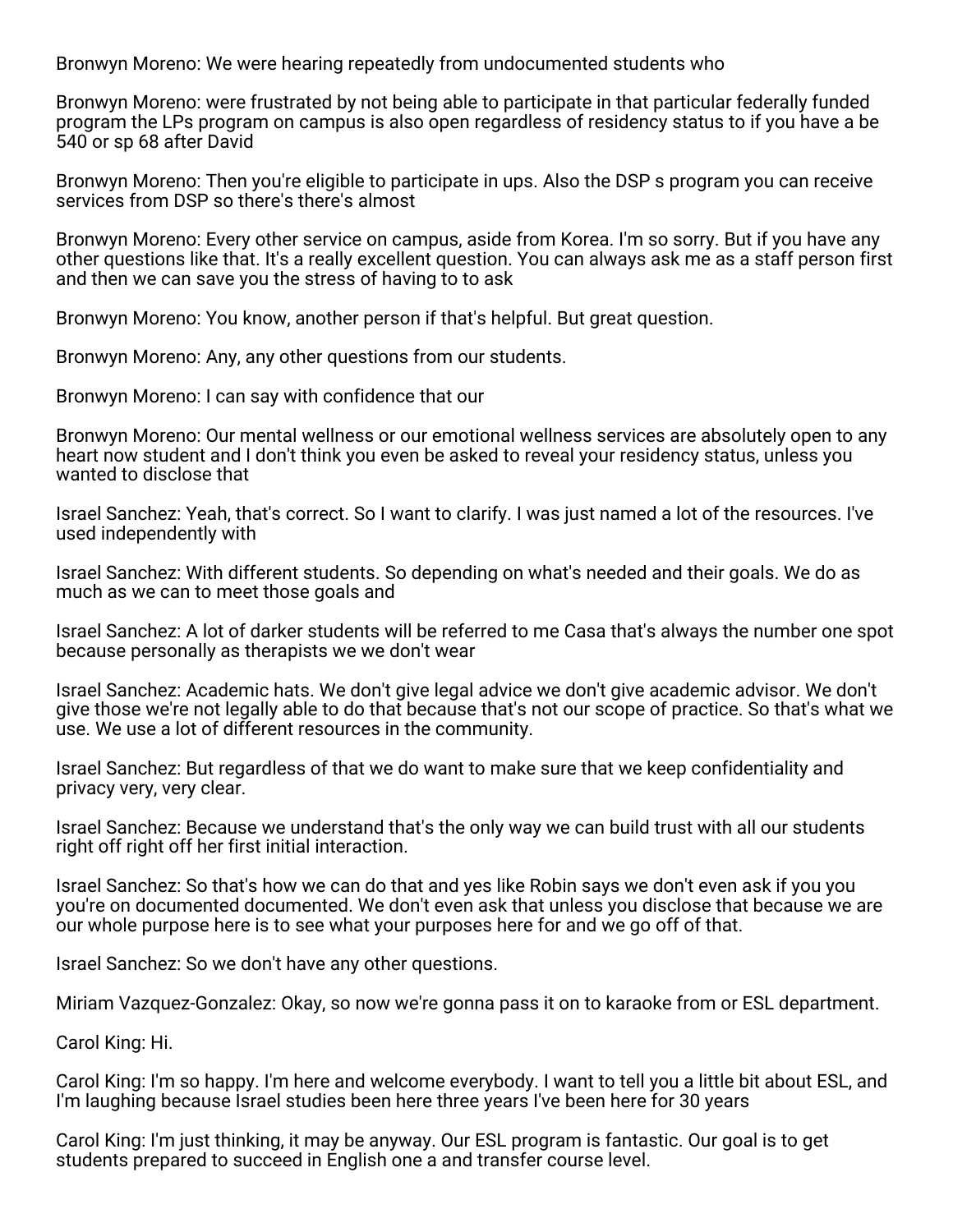Bronwyn Moreno: We were hearing repeatedly from undocumented students who

Bronwyn Moreno: were frustrated by not being able to participate in that particular federally funded program the LPs program on campus is also open regardless of residency status to if you have a be 540 or sp 68 after David

Bronwyn Moreno: Then you're eligible to participate in ups. Also the DSP s program you can receive services from DSP so there's there's almost

Bronwyn Moreno: Every other service on campus, aside from Korea. I'm so sorry. But if you have any other questions like that. It's a really excellent question. You can always ask me as a staff person first and then we can save you the stress of having to to ask

Bronwyn Moreno: You know, another person if that's helpful. But great question.

Bronwyn Moreno: Any, any other questions from our students.

Bronwyn Moreno: I can say with confidence that our

Bronwyn Moreno: Our mental wellness or our emotional wellness services are absolutely open to any heart now student and I don't think you even be asked to reveal your residency status, unless you wanted to disclose that

Israel Sanchez: Yeah, that's correct. So I want to clarify. I was just named a lot of the resources. I've used independently with

Israel Sanchez: With different students. So depending on what's needed and their goals. We do as much as we can to meet those goals and

Israel Sanchez: A lot of darker students will be referred to me Casa that's always the number one spot because personally as therapists we we don't wear

Israel Sanchez: Academic hats. We don't give legal advice we don't give academic advisor. We don't give those we're not legally able to do that because that's not our scope of practice. So that's what we use. We use a lot of different resources in the community.

Israel Sanchez: But regardless of that we do want to make sure that we keep confidentiality and privacy very, very clear.

Israel Sanchez: Because we understand that's the only way we can build trust with all our students right off right off her first initial interaction.

Israel Sanchez: So that's how we can do that and yes like Robin says we don't even ask if you you you're on documented documented. We don't even ask that unless you disclose that because we are our whole purpose here is to see what your purposes here for and we go off of that.

Israel Sanchez: So we don't have any other questions.

Miriam Vazquez-Gonzalez: Okay, so now we're gonna pass it on to karaoke from or ESL department.

Carol King: Hi.

Carol King: I'm so happy. I'm here and welcome everybody. I want to tell you a little bit about ESL, and I'm laughing because Israel studies been here three years I've been here for 30 years

Carol King: I'm just thinking, it may be anyway. Our ESL program is fantastic. Our goal is to get students prepared to succeed in English one a and transfer course level.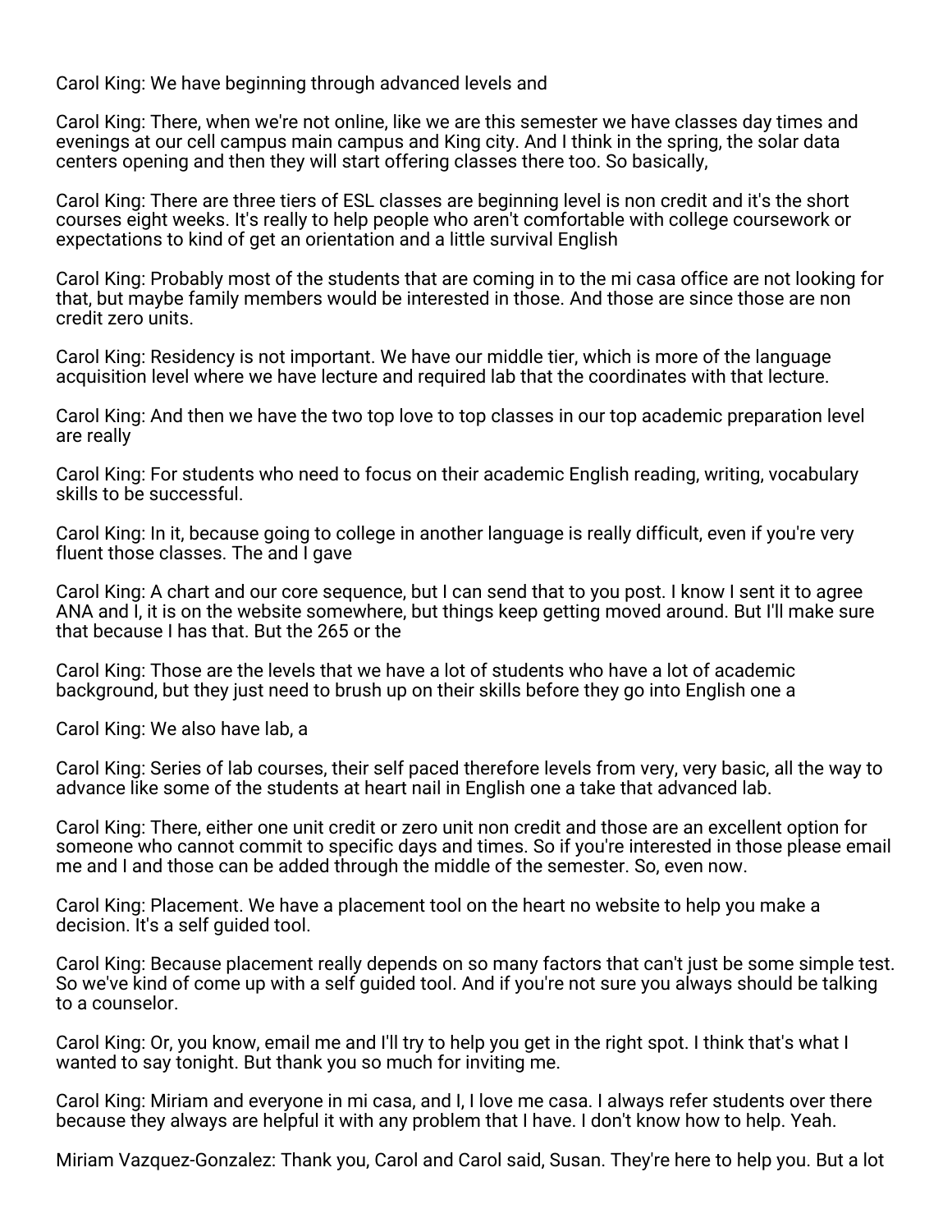Carol King: We have beginning through advanced levels and

Carol King: There, when we're not online, like we are this semester we have classes day times and evenings at our cell campus main campus and King city. And I think in the spring, the solar data centers opening and then they will start offering classes there too. So basically,

Carol King: There are three tiers of ESL classes are beginning level is non credit and it's the short courses eight weeks. It's really to help people who aren't comfortable with college coursework or expectations to kind of get an orientation and a little survival English

Carol King: Probably most of the students that are coming in to the mi casa office are not looking for that, but maybe family members would be interested in those. And those are since those are non credit zero units.

Carol King: Residency is not important. We have our middle tier, which is more of the language acquisition level where we have lecture and required lab that the coordinates with that lecture.

Carol King: And then we have the two top love to top classes in our top academic preparation level are really

Carol King: For students who need to focus on their academic English reading, writing, vocabulary skills to be successful.

Carol King: In it, because going to college in another language is really difficult, even if you're very fluent those classes. The and I gave

Carol King: A chart and our core sequence, but I can send that to you post. I know I sent it to agree ANA and I, it is on the website somewhere, but things keep getting moved around. But I'll make sure that because I has that. But the 265 or the

Carol King: Those are the levels that we have a lot of students who have a lot of academic background, but they just need to brush up on their skills before they go into English one a

Carol King: We also have lab, a

Carol King: Series of lab courses, their self paced therefore levels from very, very basic, all the way to advance like some of the students at heart nail in English one a take that advanced lab.

Carol King: There, either one unit credit or zero unit non credit and those are an excellent option for someone who cannot commit to specific days and times. So if you're interested in those please email me and I and those can be added through the middle of the semester. So, even now.

Carol King: Placement. We have a placement tool on the heart no website to help you make a decision. It's a self guided tool.

Carol King: Because placement really depends on so many factors that can't just be some simple test. So we've kind of come up with a self guided tool. And if you're not sure you always should be talking to a counselor.

Carol King: Or, you know, email me and I'll try to help you get in the right spot. I think that's what I wanted to say tonight. But thank you so much for inviting me.

Carol King: Miriam and everyone in mi casa, and I, I love me casa. I always refer students over there because they always are helpful it with any problem that I have. I don't know how to help. Yeah.

Miriam Vazquez-Gonzalez: Thank you, Carol and Carol said, Susan. They're here to help you. But a lot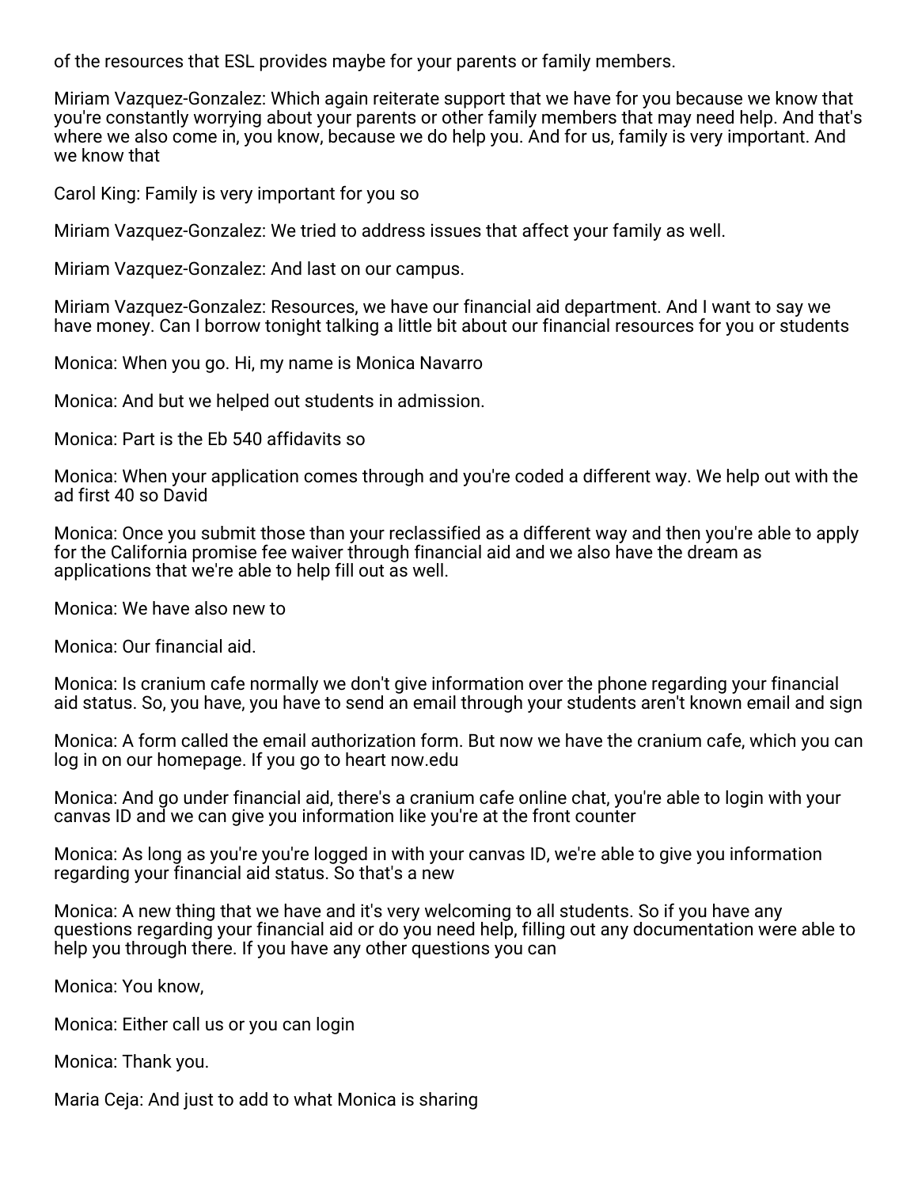of the resources that ESL provides maybe for your parents or family members.

Miriam Vazquez-Gonzalez: Which again reiterate support that we have for you because we know that you're constantly worrying about your parents or other family members that may need help. And that's where we also come in, you know, because we do help you. And for us, family is very important. And we know that

Carol King: Family is very important for you so

Miriam Vazquez-Gonzalez: We tried to address issues that affect your family as well.

Miriam Vazquez-Gonzalez: And last on our campus.

Miriam Vazquez-Gonzalez: Resources, we have our financial aid department. And I want to say we have money. Can I borrow tonight talking a little bit about our financial resources for you or students

Monica: When you go. Hi, my name is Monica Navarro

Monica: And but we helped out students in admission.

Monica: Part is the Eb 540 affidavits so

Monica: When your application comes through and you're coded a different way. We help out with the ad first 40 so David

Monica: Once you submit those than your reclassified as a different way and then you're able to apply for the California promise fee waiver through financial aid and we also have the dream as applications that we're able to help fill out as well.

Monica: We have also new to

Monica: Our financial aid.

Monica: Is cranium cafe normally we don't give information over the phone regarding your financial aid status. So, you have, you have to send an email through your students aren't known email and sign

Monica: A form called the email authorization form. But now we have the cranium cafe, which you can log in on our homepage. If you go to heart now.edu

Monica: And go under financial aid, there's a cranium cafe online chat, you're able to login with your canvas ID and we can give you information like you're at the front counter

Monica: As long as you're you're logged in with your canvas ID, we're able to give you information regarding your financial aid status. So that's a new

Monica: A new thing that we have and it's very welcoming to all students. So if you have any questions regarding your financial aid or do you need help, filling out any documentation were able to help you through there. If you have any other questions you can

Monica: You know,

Monica: Either call us or you can login

Monica: Thank you.

Maria Ceja: And just to add to what Monica is sharing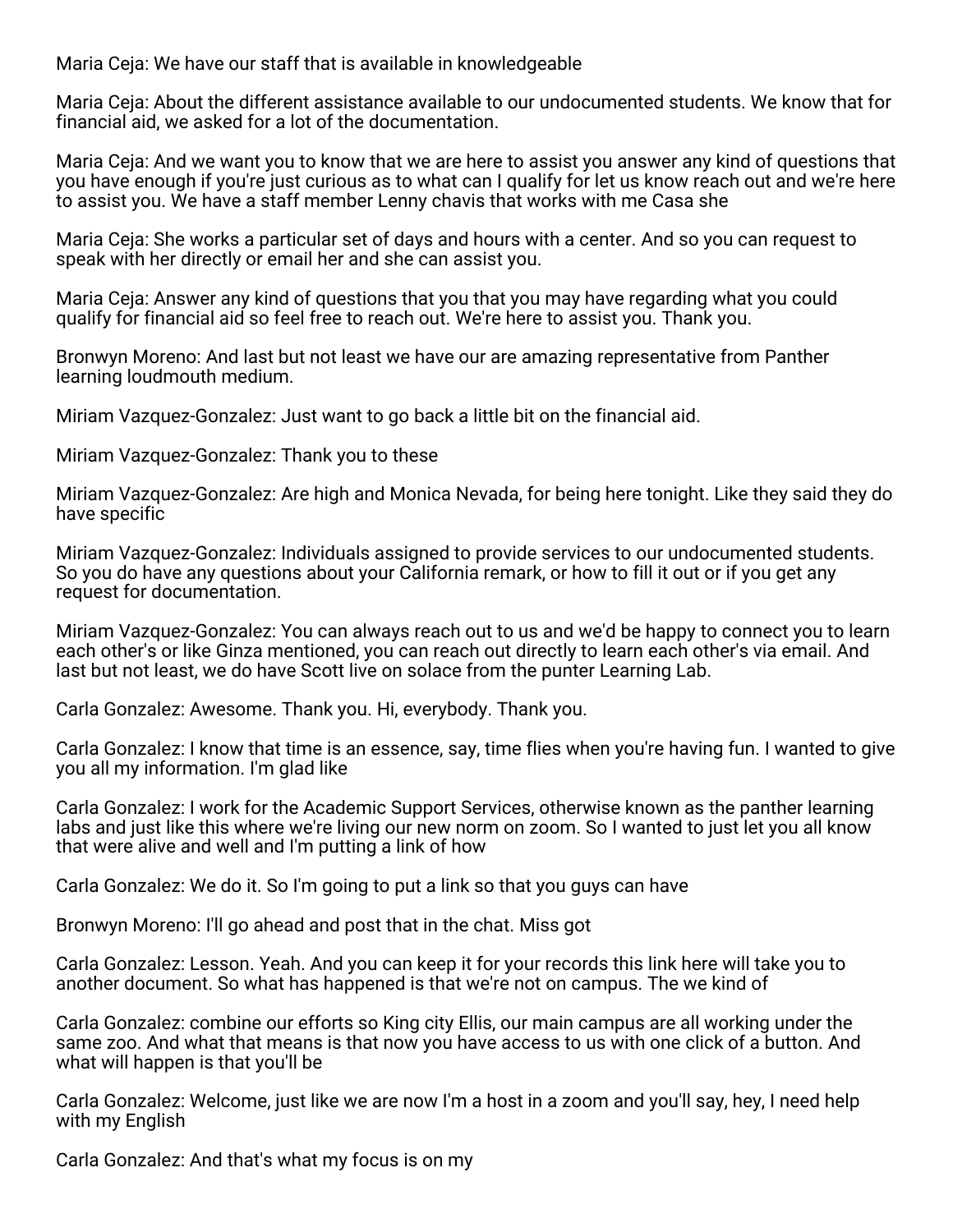Maria Ceja: We have our staff that is available in knowledgeable

Maria Ceja: About the different assistance available to our undocumented students. We know that for financial aid, we asked for a lot of the documentation.

Maria Ceja: And we want you to know that we are here to assist you answer any kind of questions that you have enough if you're just curious as to what can I qualify for let us know reach out and we're here to assist you. We have a staff member Lenny chavis that works with me Casa she

Maria Ceja: She works a particular set of days and hours with a center. And so you can request to speak with her directly or email her and she can assist you.

Maria Ceja: Answer any kind of questions that you that you may have regarding what you could qualify for financial aid so feel free to reach out. We're here to assist you. Thank you.

Bronwyn Moreno: And last but not least we have our are amazing representative from Panther learning loudmouth medium.

Miriam Vazquez-Gonzalez: Just want to go back a little bit on the financial aid.

Miriam Vazquez-Gonzalez: Thank you to these

Miriam Vazquez-Gonzalez: Are high and Monica Nevada, for being here tonight. Like they said they do have specific

Miriam Vazquez-Gonzalez: Individuals assigned to provide services to our undocumented students. So you do have any questions about your California remark, or how to fill it out or if you get any request for documentation.

Miriam Vazquez-Gonzalez: You can always reach out to us and we'd be happy to connect you to learn each other's or like Ginza mentioned, you can reach out directly to learn each other's via email. And last but not least, we do have Scott live on solace from the punter Learning Lab.

Carla Gonzalez: Awesome. Thank you. Hi, everybody. Thank you.

Carla Gonzalez: I know that time is an essence, say, time flies when you're having fun. I wanted to give you all my information. I'm glad like

Carla Gonzalez: I work for the Academic Support Services, otherwise known as the panther learning labs and just like this where we're living our new norm on zoom. So I wanted to just let you all know that were alive and well and I'm putting a link of how

Carla Gonzalez: We do it. So I'm going to put a link so that you guys can have

Bronwyn Moreno: I'll go ahead and post that in the chat. Miss got

Carla Gonzalez: Lesson. Yeah. And you can keep it for your records this link here will take you to another document. So what has happened is that we're not on campus. The we kind of

Carla Gonzalez: combine our efforts so King city Ellis, our main campus are all working under the same zoo. And what that means is that now you have access to us with one click of a button. And what will happen is that you'll be

Carla Gonzalez: Welcome, just like we are now I'm a host in a zoom and you'll say, hey, I need help with my English

Carla Gonzalez: And that's what my focus is on my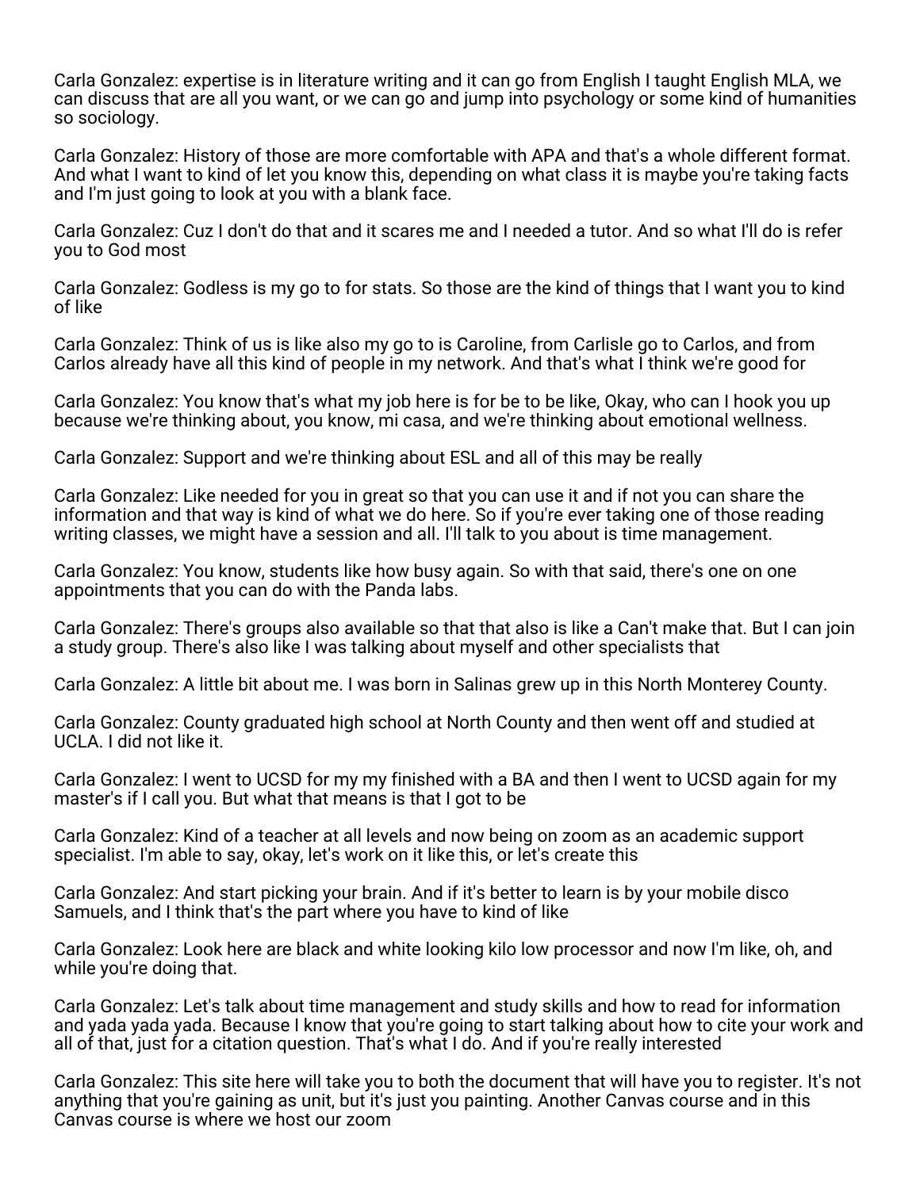Carla Gonzalez: expertise is in literature writing and it can go from English I taught English MLA, we can discuss that are all you want, or we can go and jump into psychology or some kind of humanities so sociology.

Carla Gonzalez: History of those are more comfortable with APA and that's a whole different format. And what I want to kind of let you know this, depending on what class it is maybe you're taking facts and I'm just going to look at you with a blank face.

Carla Gonzalez: Cuz I don't do that and it scares me and I needed a tutor. And so what I'll do is refer you to God most

Carla Gonzalez: Godless is my go to for stats. So those are the kind of things that I want you to kind of like

Carla Gonzalez: Think of us is like also my go to is Caroline, from Carlisle go to Carlos, and from Carlos already have all this kind of people in my network. And that's what I think we're good for

Carla Gonzalez: You know that's what my job here is for be to be like, Okay, who can I hook you up because we're thinking about, you know, mi casa, and we're thinking about emotional wellness.

Carla Gonzalez: Support and we're thinking about ESL and all of this may be really

Carla Gonzalez: Like needed for you in great so that you can use it and if not you can share the information and that way is kind of what we do here. So if you're ever taking one of those reading writing classes, we might have a session and all. I'll talk to you about is time management.

Carla Gonzalez: You know, students like how busy again. So with that said, there's one on one appointments that you can do with the Panda labs.

Carla Gonzalez: There's groups also available so that that also is like a Can't make that. But I can join a study group. There's also like I was talking about myself and other specialists that

Carla Gonzalez: A little bit about me. I was born in Salinas grew up in this North Monterey County.

Carla Gonzalez: County graduated high school at North County and then went off and studied at UCLA. I did not like it.

Carla Gonzalez: I went to UCSD for my my finished with a BA and then I went to UCSD again for my master's if I call you. But what that means is that I got to be

Carla Gonzalez: Kind of a teacher at all levels and now being on zoom as an academic support specialist. I'm able to say, okay, let's work on it like this, or let's create this

Carla Gonzalez: And start picking your brain. And if it's better to learn is by your mobile disco Samuels, and I think that's the part where you have to kind of like

Carla Gonzalez: Look here are black and white looking kilo low processor and now I'm like, oh, and while you're doing that.

Carla Gonzalez: Let's talk about time management and study skills and how to read for information and yada yada yada. Because I know that you're going to start talking about how to cite your work and all of that, just for a citation question. That's what I do. And if you're really interested

Carla Gonzalez: This site here will take you to both the document that will have you to register. It's not anything that you're gaining as unit, but it's just you painting. Another Canvas course and in this Canvas course is where we host our zoom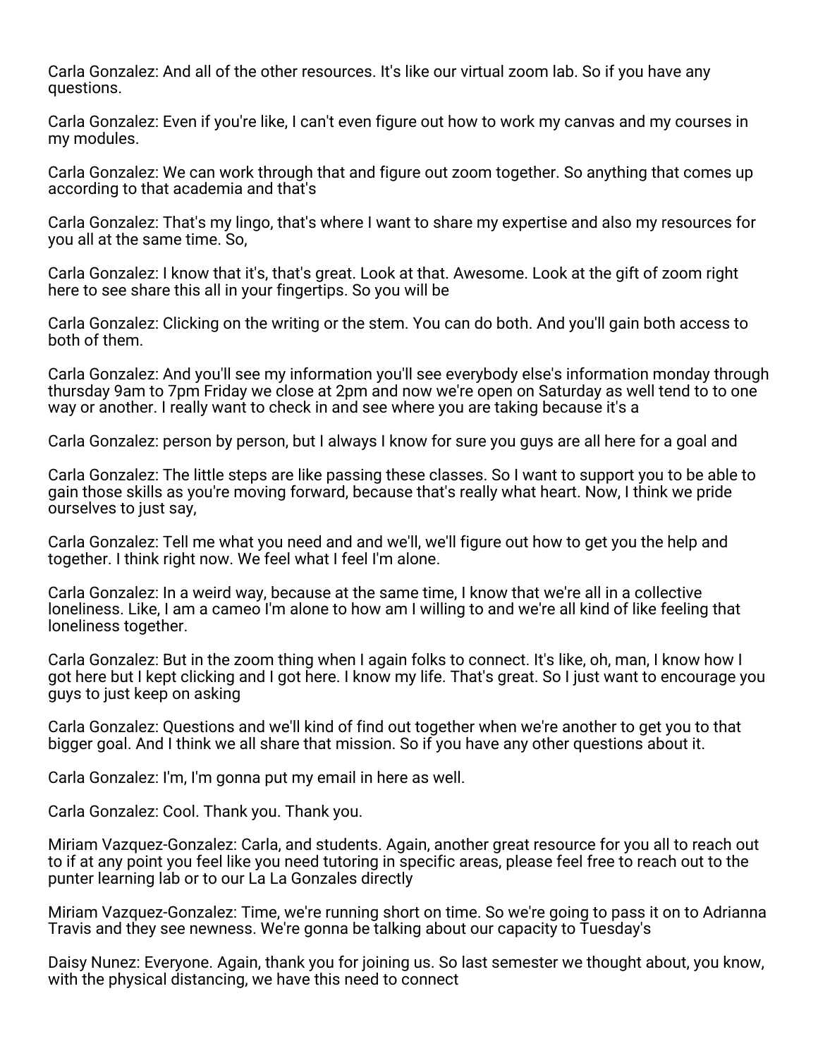Carla Gonzalez: And all of the other resources. It's like our virtual zoom lab. So if you have any questions.

Carla Gonzalez: Even if you're like, I can't even figure out how to work my canvas and my courses in my modules.

Carla Gonzalez: We can work through that and figure out zoom together. So anything that comes up according to that academia and that's

Carla Gonzalez: That's my lingo, that's where I want to share my expertise and also my resources for you all at the same time. So,

Carla Gonzalez: I know that it's, that's great. Look at that. Awesome. Look at the gift of zoom right here to see share this all in your fingertips. So you will be

Carla Gonzalez: Clicking on the writing or the stem. You can do both. And you'll gain both access to both of them.

Carla Gonzalez: And you'll see my information you'll see everybody else's information monday through thursday 9am to 7pm Friday we close at 2pm and now we're open on Saturday as well tend to to one way or another. I really want to check in and see where you are taking because it's a

Carla Gonzalez: person by person, but I always I know for sure you guys are all here for a goal and

Carla Gonzalez: The little steps are like passing these classes. So I want to support you to be able to gain those skills as you're moving forward, because that's really what heart. Now, I think we pride ourselves to just say,

Carla Gonzalez: Tell me what you need and and we'll, we'll figure out how to get you the help and together. I think right now. We feel what I feel I'm alone.

Carla Gonzalez: In a weird way, because at the same time, I know that we're all in a collective loneliness. Like, I am a cameo I'm alone to how am I willing to and we're all kind of like feeling that loneliness together.

Carla Gonzalez: But in the zoom thing when I again folks to connect. It's like, oh, man, I know how I got here but I kept clicking and I got here. I know my life. That's great. So I just want to encourage you guys to just keep on asking

Carla Gonzalez: Questions and we'll kind of find out together when we're another to get you to that bigger goal. And I think we all share that mission. So if you have any other questions about it.

Carla Gonzalez: I'm, I'm gonna put my email in here as well.

Carla Gonzalez: Cool. Thank you. Thank you.

Miriam Vazquez-Gonzalez: Carla, and students. Again, another great resource for you all to reach out to if at any point you feel like you need tutoring in specific areas, please feel free to reach out to the punter learning lab or to our La La Gonzales directly

Miriam Vazquez-Gonzalez: Time, we're running short on time. So we're going to pass it on to Adrianna Travis and they see newness. We're gonna be talking about our capacity to Tuesday's

Daisy Nunez: Everyone. Again, thank you for joining us. So last semester we thought about, you know, with the physical distancing, we have this need to connect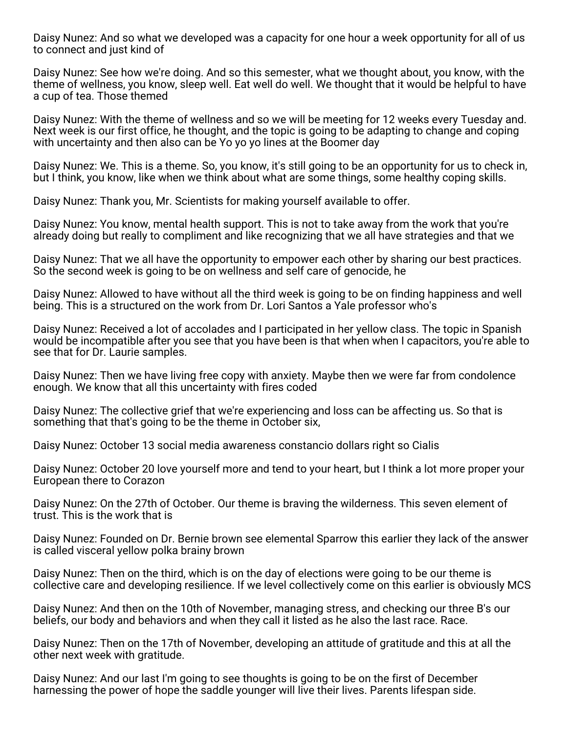Daisy Nunez: And so what we developed was a capacity for one hour a week opportunity for all of us to connect and just kind of

Daisy Nunez: See how we're doing. And so this semester, what we thought about, you know, with the theme of wellness, you know, sleep well. Eat well do well. We thought that it would be helpful to have a cup of tea. Those themed

Daisy Nunez: With the theme of wellness and so we will be meeting for 12 weeks every Tuesday and. Next week is our first office, he thought, and the topic is going to be adapting to change and coping with uncertainty and then also can be Yo yo yo lines at the Boomer day

Daisy Nunez: We. This is a theme. So, you know, it's still going to be an opportunity for us to check in, but I think, you know, like when we think about what are some things, some healthy coping skills.

Daisy Nunez: Thank you, Mr. Scientists for making yourself available to offer.

Daisy Nunez: You know, mental health support. This is not to take away from the work that you're already doing but really to compliment and like recognizing that we all have strategies and that we

Daisy Nunez: That we all have the opportunity to empower each other by sharing our best practices. So the second week is going to be on wellness and self care of genocide, he

Daisy Nunez: Allowed to have without all the third week is going to be on finding happiness and well being. This is a structured on the work from Dr. Lori Santos a Yale professor who's

Daisy Nunez: Received a lot of accolades and I participated in her yellow class. The topic in Spanish would be incompatible after you see that you have been is that when when I capacitors, you're able to see that for Dr. Laurie samples.

Daisy Nunez: Then we have living free copy with anxiety. Maybe then we were far from condolence enough. We know that all this uncertainty with fires coded

Daisy Nunez: The collective grief that we're experiencing and loss can be affecting us. So that is something that that's going to be the theme in October six,

Daisy Nunez: October 13 social media awareness constancio dollars right so Cialis

Daisy Nunez: October 20 love yourself more and tend to your heart, but I think a lot more proper your European there to Corazon

Daisy Nunez: On the 27th of October. Our theme is braving the wilderness. This seven element of trust. This is the work that is

Daisy Nunez: Founded on Dr. Bernie brown see elemental Sparrow this earlier they lack of the answer is called visceral yellow polka brainy brown

Daisy Nunez: Then on the third, which is on the day of elections were going to be our theme is collective care and developing resilience. If we level collectively come on this earlier is obviously MCS

Daisy Nunez: And then on the 10th of November, managing stress, and checking our three B's our beliefs, our body and behaviors and when they call it listed as he also the last race. Race.

Daisy Nunez: Then on the 17th of November, developing an attitude of gratitude and this at all the other next week with gratitude.

Daisy Nunez: And our last I'm going to see thoughts is going to be on the first of December harnessing the power of hope the saddle younger will live their lives. Parents lifespan side.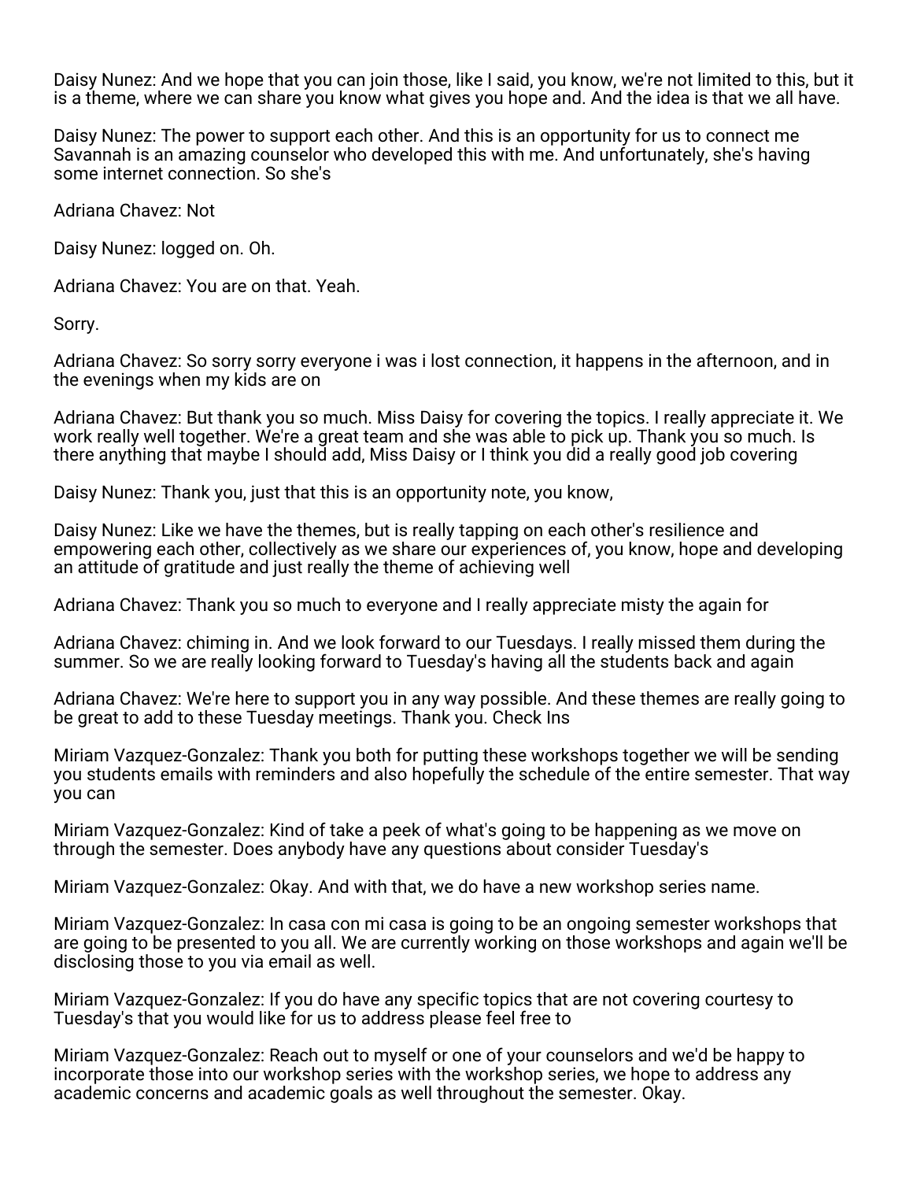Daisy Nunez: And we hope that you can join those, like I said, you know, we're not limited to this, but it is a theme, where we can share you know what gives you hope and. And the idea is that we all have.

Daisy Nunez: The power to support each other. And this is an opportunity for us to connect me Savannah is an amazing counselor who developed this with me. And unfortunately, she's having some internet connection. So she's

Adriana Chavez: Not

Daisy Nunez: logged on. Oh.

Adriana Chavez: You are on that. Yeah.

Sorry.

Adriana Chavez: So sorry sorry everyone i was i lost connection, it happens in the afternoon, and in the evenings when my kids are on

Adriana Chavez: But thank you so much. Miss Daisy for covering the topics. I really appreciate it. We work really well together. We're a great team and she was able to pick up. Thank you so much. Is there anything that maybe I should add, Miss Daisy or I think you did a really good job covering

Daisy Nunez: Thank you, just that this is an opportunity note, you know,

Daisy Nunez: Like we have the themes, but is really tapping on each other's resilience and empowering each other, collectively as we share our experiences of, you know, hope and developing an attitude of gratitude and just really the theme of achieving well

Adriana Chavez: Thank you so much to everyone and I really appreciate misty the again for

Adriana Chavez: chiming in. And we look forward to our Tuesdays. I really missed them during the summer. So we are really looking forward to Tuesday's having all the students back and again

Adriana Chavez: We're here to support you in any way possible. And these themes are really going to be great to add to these Tuesday meetings. Thank you. Check Ins

Miriam Vazquez-Gonzalez: Thank you both for putting these workshops together we will be sending you students emails with reminders and also hopefully the schedule of the entire semester. That way you can

Miriam Vazquez-Gonzalez: Kind of take a peek of what's going to be happening as we move on through the semester. Does anybody have any questions about consider Tuesday's

Miriam Vazquez-Gonzalez: Okay. And with that, we do have a new workshop series name.

Miriam Vazquez-Gonzalez: In casa con mi casa is going to be an ongoing semester workshops that are going to be presented to you all. We are currently working on those workshops and again we'll be disclosing those to you via email as well.

Miriam Vazquez-Gonzalez: If you do have any specific topics that are not covering courtesy to Tuesday's that you would like for us to address please feel free to

Miriam Vazquez-Gonzalez: Reach out to myself or one of your counselors and we'd be happy to incorporate those into our workshop series with the workshop series, we hope to address any academic concerns and academic goals as well throughout the semester. Okay.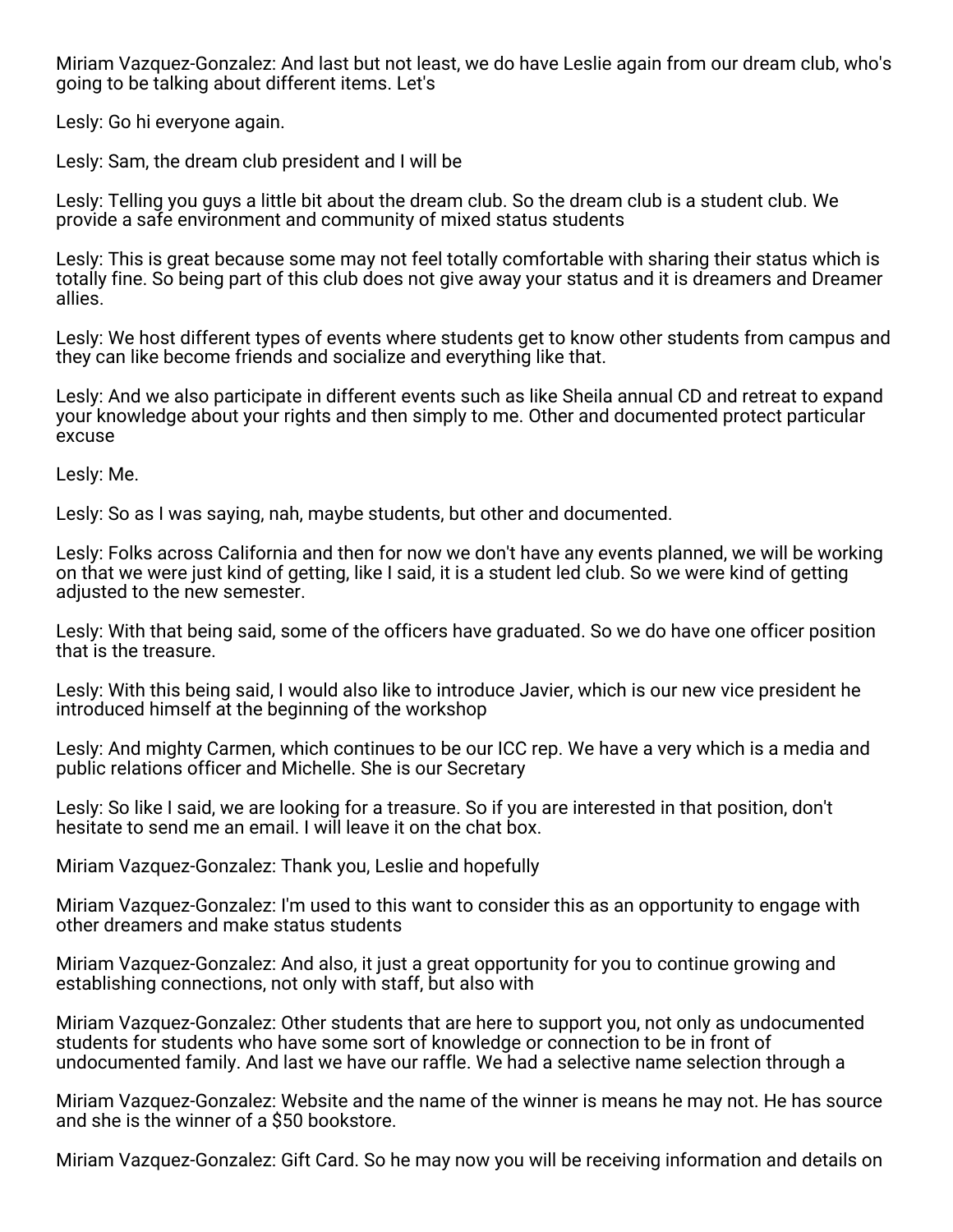Miriam Vazquez-Gonzalez: And last but not least, we do have Leslie again from our dream club, who's going to be talking about different items. Let's

Lesly: Go hi everyone again.

Lesly: Sam, the dream club president and I will be

Lesly: Telling you guys a little bit about the dream club. So the dream club is a student club. We provide a safe environment and community of mixed status students

Lesly: This is great because some may not feel totally comfortable with sharing their status which is totally fine. So being part of this club does not give away your status and it is dreamers and Dreamer allies.

Lesly: We host different types of events where students get to know other students from campus and they can like become friends and socialize and everything like that.

Lesly: And we also participate in different events such as like Sheila annual CD and retreat to expand your knowledge about your rights and then simply to me. Other and documented protect particular excuse

Lesly: Me.

Lesly: So as I was saying, nah, maybe students, but other and documented.

Lesly: Folks across California and then for now we don't have any events planned, we will be working on that we were just kind of getting, like I said, it is a student led club. So we were kind of getting adjusted to the new semester.

Lesly: With that being said, some of the officers have graduated. So we do have one officer position that is the treasure.

Lesly: With this being said, I would also like to introduce Javier, which is our new vice president he introduced himself at the beginning of the workshop

Lesly: And mighty Carmen, which continues to be our ICC rep. We have a very which is a media and public relations officer and Michelle. She is our Secretary

Lesly: So like I said, we are looking for a treasure. So if you are interested in that position, don't hesitate to send me an email. I will leave it on the chat box.

Miriam Vazquez-Gonzalez: Thank you, Leslie and hopefully

Miriam Vazquez-Gonzalez: I'm used to this want to consider this as an opportunity to engage with other dreamers and make status students

Miriam Vazquez-Gonzalez: And also, it just a great opportunity for you to continue growing and establishing connections, not only with staff, but also with

Miriam Vazquez-Gonzalez: Other students that are here to support you, not only as undocumented students for students who have some sort of knowledge or connection to be in front of undocumented family. And last we have our raffle. We had a selective name selection through a

Miriam Vazquez-Gonzalez: Website and the name of the winner is means he may not. He has source and she is the winner of a $50 bookstore.

Miriam Vazquez-Gonzalez: Gift Card. So he may now you will be receiving information and details on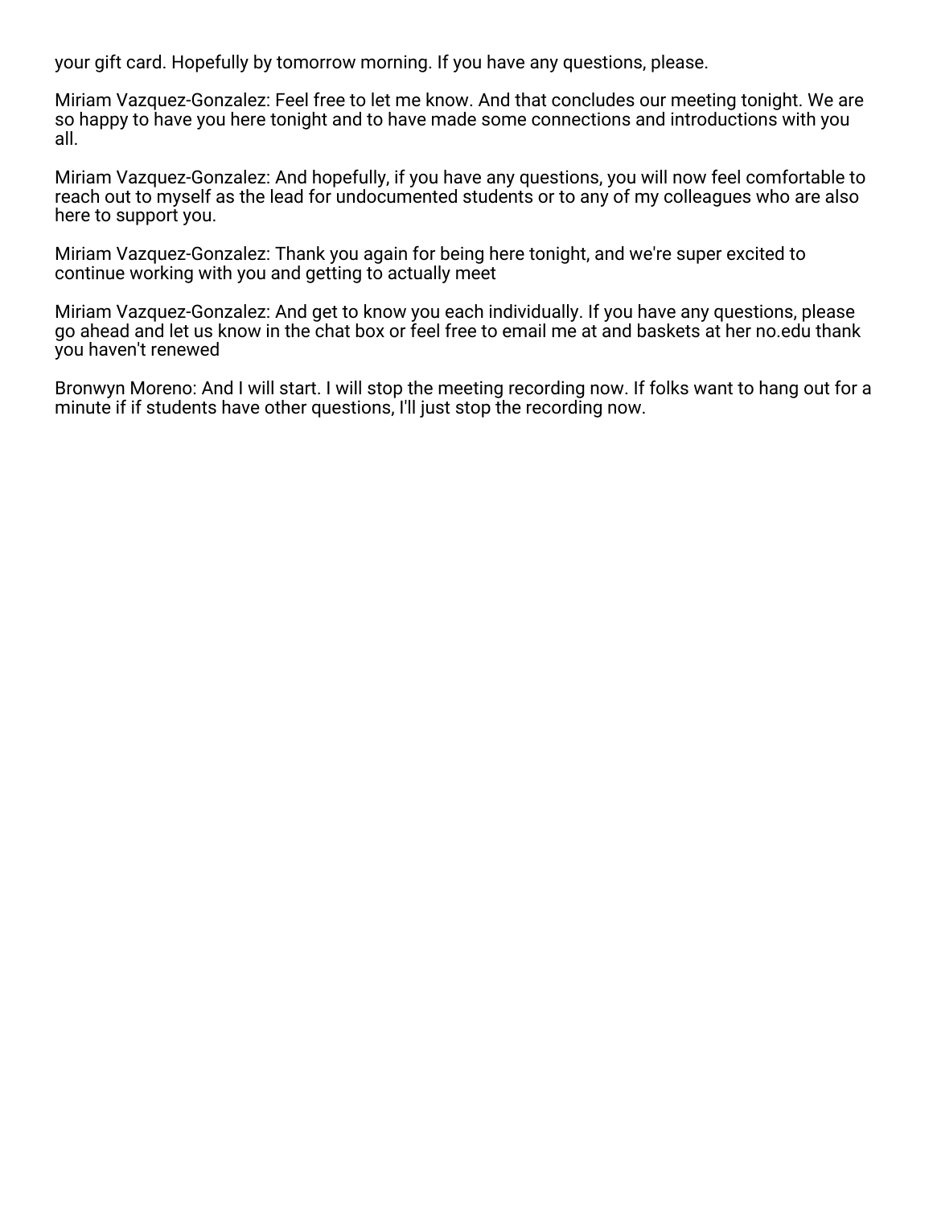your gift card. Hopefully by tomorrow morning. If you have any questions, please.

Miriam Vazquez-Gonzalez: Feel free to let me know. And that concludes our meeting tonight. We are so happy to have you here tonight and to have made some connections and introductions with you all.

Miriam Vazquez-Gonzalez: And hopefully, if you have any questions, you will now feel comfortable to reach out to myself as the lead for undocumented students or to any of my colleagues who are also here to support you.

Miriam Vazquez-Gonzalez: Thank you again for being here tonight, and we're super excited to continue working with you and getting to actually meet

Miriam Vazquez-Gonzalez: And get to know you each individually. If you have any questions, please go ahead and let us know in the chat box or feel free to email me at and baskets at her no.edu thank you haven't renewed

Bronwyn Moreno: And I will start. I will stop the meeting recording now. If folks want to hang out for a minute if if students have other questions, I'll just stop the recording now.